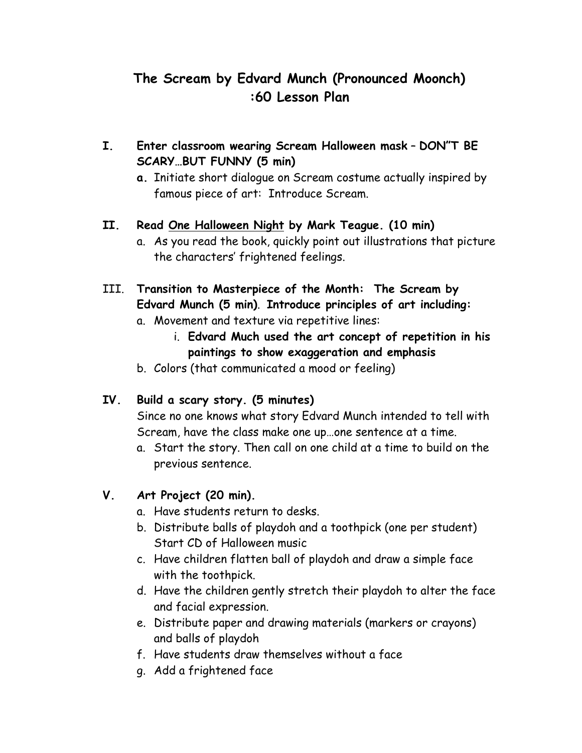# The Scream by Edvard Munch (Pronounced Moonch)
# :60 Lesson Plan

**I. Enter classroom wearing Scream Halloween mask – DON"T BE SCARY…BUT FUNNY (5 min)**

   **a.** Initiate short dialogue on Scream costume actually inspired by famous piece of art: Introduce Scream.

**II. Read <u>One Halloween Night</u> by Mark Teague. (10 min)**

   a. As you read the book, quickly point out illustrations that picture the characters' frightened feelings.

III. **Transition to Masterpiece of the Month: The Scream by Edvard Munch (5 min)**. **Introduce principles of art including:**

   a. Movement and texture via repetitive lines:

      i. **Edvard Much used the art concept of repetition in his paintings to show exaggeration and emphasis**

   b. Colors (that communicated a mood or feeling)

**IV. Build a scary story. (5 minutes)**

Since no one knows what story Edvard Munch intended to tell with Scream, have the class make one up…one sentence at a time.

   a. Start the story. Then call on one child at a time to build on the previous sentence.

**V. Art Project (20 min).**

   a. Have students return to desks.
   b. Distribute balls of playdoh and a toothpick (one per student) Start CD of Halloween music
   c. Have children flatten ball of playdoh and draw a simple face with the toothpick.
   d. Have the children gently stretch their playdoh to alter the face and facial expression.
   e. Distribute paper and drawing materials (markers or crayons) and balls of playdoh
   f. Have students draw themselves without a face
   g. Add a frightened face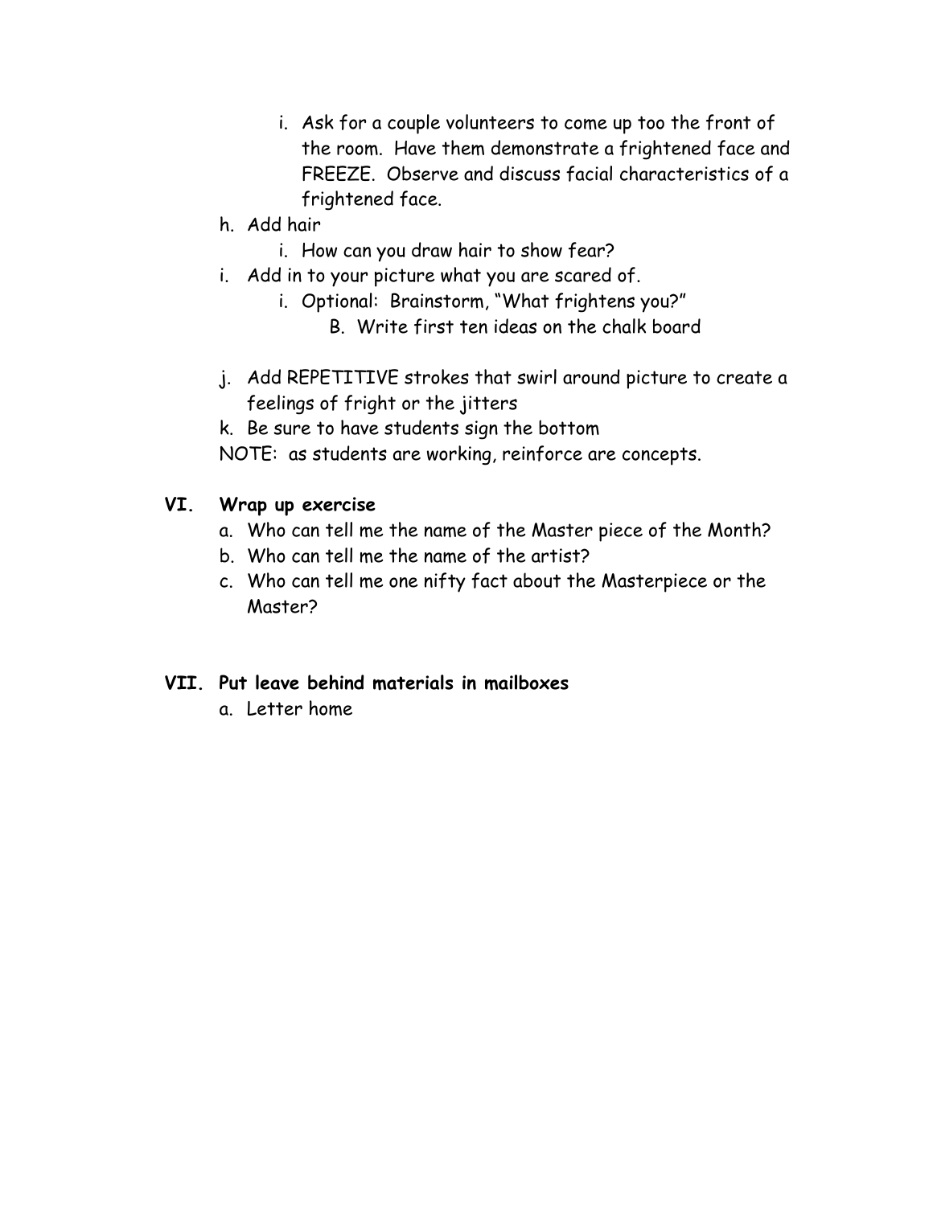i. Ask for a couple volunteers to come up too the front of the room. Have them demonstrate a frightened face and FREEZE. Observe and discuss facial characteristics of a frightened face.

h. Add hair
    i. How can you draw hair to show fear?

i. Add in to your picture what you are scared of.
    i. Optional: Brainstorm, "What frightens you?"
        B. Write first ten ideas on the chalk board

j. Add REPETITIVE strokes that swirl around picture to create a feelings of fright or the jitters

k. Be sure to have students sign the bottom

NOTE: as students are working, reinforce are concepts.

## VI. Wrap up exercise

a. Who can tell me the name of the Master piece of the Month?
b. Who can tell me the name of the artist?
c. Who can tell me one nifty fact about the Masterpiece or the Master?

## VII. Put leave behind materials in mailboxes

a. Letter home